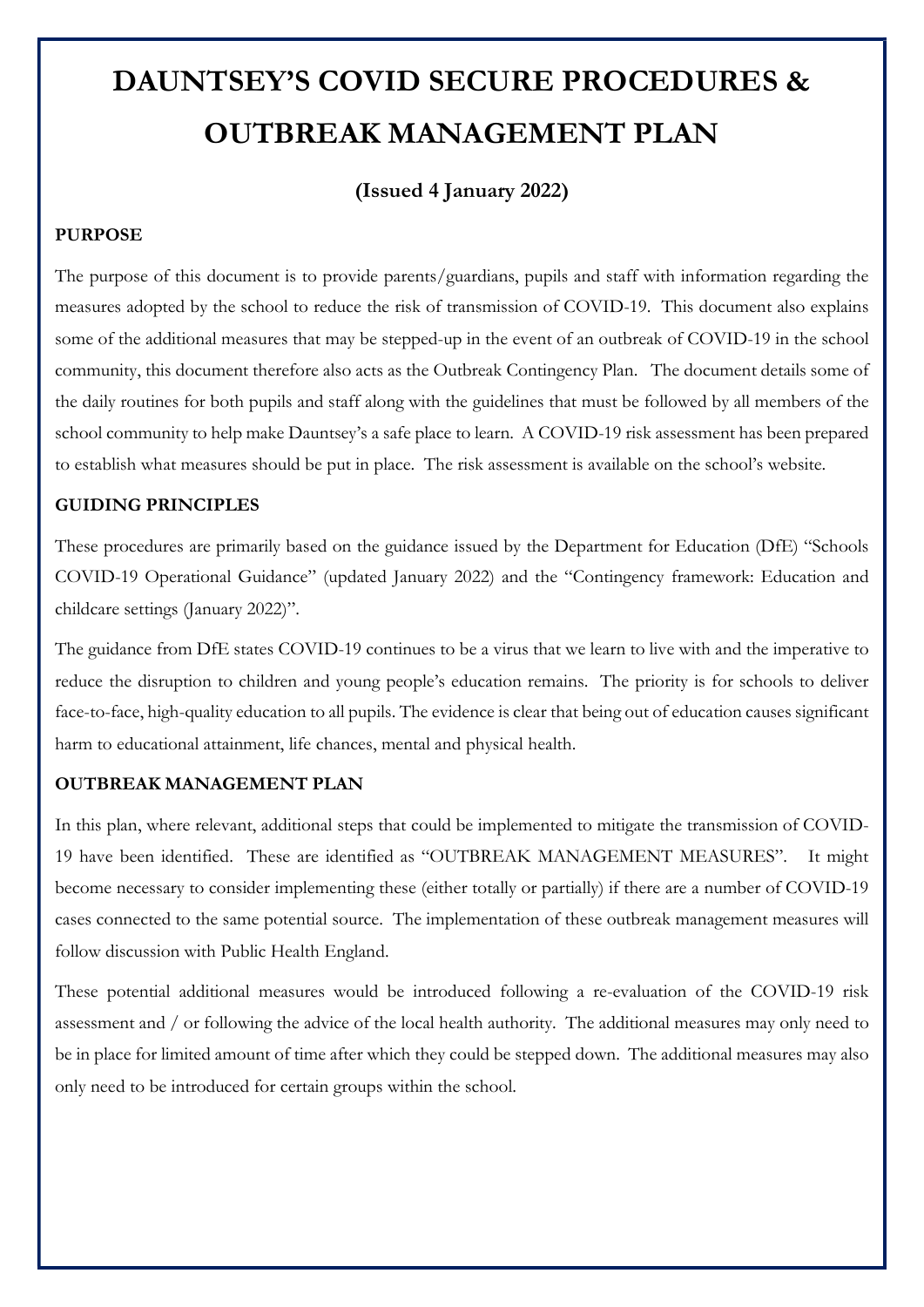# DAUNTSEY'S COVID SECURE PROCEDURES & OUTBREAK MANAGEMENT PLAN

**(Issued 4 January 2022)**

## PURPOSE

The purpose of this document is to provide parents/guardians, pupils and staff with information regarding the measures adopted by the school to reduce the risk of transmission of COVID-19. This document also explains some of the additional measures that may be stepped-up in the event of an outbreak of COVID-19 in the school community, this document therefore also acts as the Outbreak Contingency Plan. The document details some of the daily routines for both pupils and staff along with the guidelines that must be followed by all members of the school community to help make Dauntsey's a safe place to learn. A COVID-19 risk assessment has been prepared to establish what measures should be put in place. The risk assessment is available on the school's website.

## GUIDING PRINCIPLES

These procedures are primarily based on the guidance issued by the Department for Education (DfE) "Schools COVID-19 Operational Guidance" (updated January 2022) and the "Contingency framework: Education and childcare settings (January 2022)".

The guidance from DfE states COVID-19 continues to be a virus that we learn to live with and the imperative to reduce the disruption to children and young people's education remains. The priority is for schools to deliver face-to-face, high-quality education to all pupils. The evidence is clear that being out of education causes significant harm to educational attainment, life chances, mental and physical health.

## OUTBREAK MANAGEMENT PLAN

In this plan, where relevant, additional steps that could be implemented to mitigate the transmission of COVID-19 have been identified. These are identified as "OUTBREAK MANAGEMENT MEASURES". It might become necessary to consider implementing these (either totally or partially) if there are a number of COVID-19 cases connected to the same potential source. The implementation of these outbreak management measures will follow discussion with Public Health England.

These potential additional measures would be introduced following a re-evaluation of the COVID-19 risk assessment and / or following the advice of the local health authority. The additional measures may only need to be in place for limited amount of time after which they could be stepped down. The additional measures may also only need to be introduced for certain groups within the school.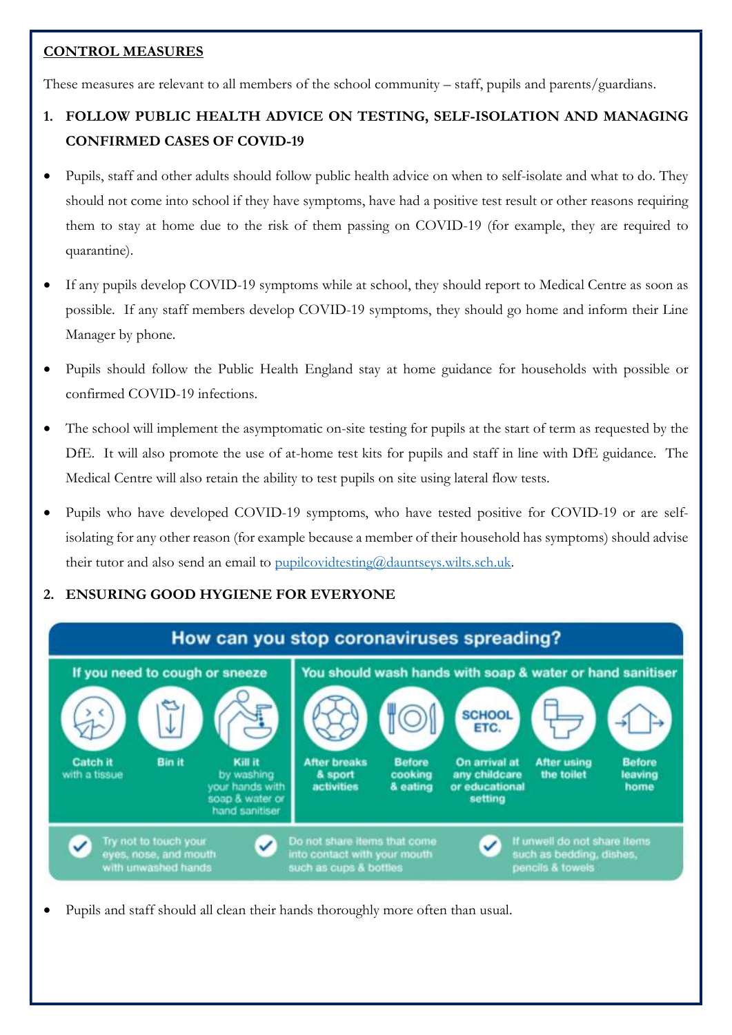**CONTROL MEASURES**

These measures are relevant to all members of the school community – staff, pupils and parents/guardians.

1. **FOLLOW PUBLIC HEALTH ADVICE ON TESTING, SELF-ISOLATION AND MANAGING CONFIRMED CASES OF COVID-19**

- Pupils, staff and other adults should follow public health advice on when to self-isolate and what to do. They should not come into school if they have symptoms, have had a positive test result or other reasons requiring them to stay at home due to the risk of them passing on COVID-19 (for example, they are required to quarantine).
- If any pupils develop COVID-19 symptoms while at school, they should report to Medical Centre as soon as possible. If any staff members develop COVID-19 symptoms, they should go home and inform their Line Manager by phone.
- Pupils should follow the Public Health England stay at home guidance for households with possible or confirmed COVID-19 infections.
- The school will implement the asymptomatic on-site testing for pupils at the start of term as requested by the DfE. It will also promote the use of at-home test kits for pupils and staff in line with DfE guidance. The Medical Centre will also retain the ability to test pupils on site using lateral flow tests.
- Pupils who have developed COVID-19 symptoms, who have tested positive for COVID-19 or are self-isolating for any other reason (for example because a member of their household has symptoms) should advise their tutor and also send an email to pupilcovidtesting@dauntseys.wilts.sch.uk.

2. **ENSURING GOOD HYGIENE FOR EVERYONE**

**How can you stop coronaviruses spreading?**

If you need to cough or sneeze
- Catch it with a tissue
- Bin it
- Kill it by washing your hands with soap & water or hand sanitiser

You should wash hands with soap & water or hand sanitiser
- After breaks & sport activities
- Before cooking & eating
- On arrival at any childcare or educational setting
- After using the toilet
- Before leaving home

- Try not to touch your eyes, nose, and mouth with unwashed hands
- Do not share items that come into contact with your mouth such as cups & bottles
- If unwell do not share items such as bedding, dishes, pencils & towels

- Pupils and staff should all clean their hands thoroughly more often than usual.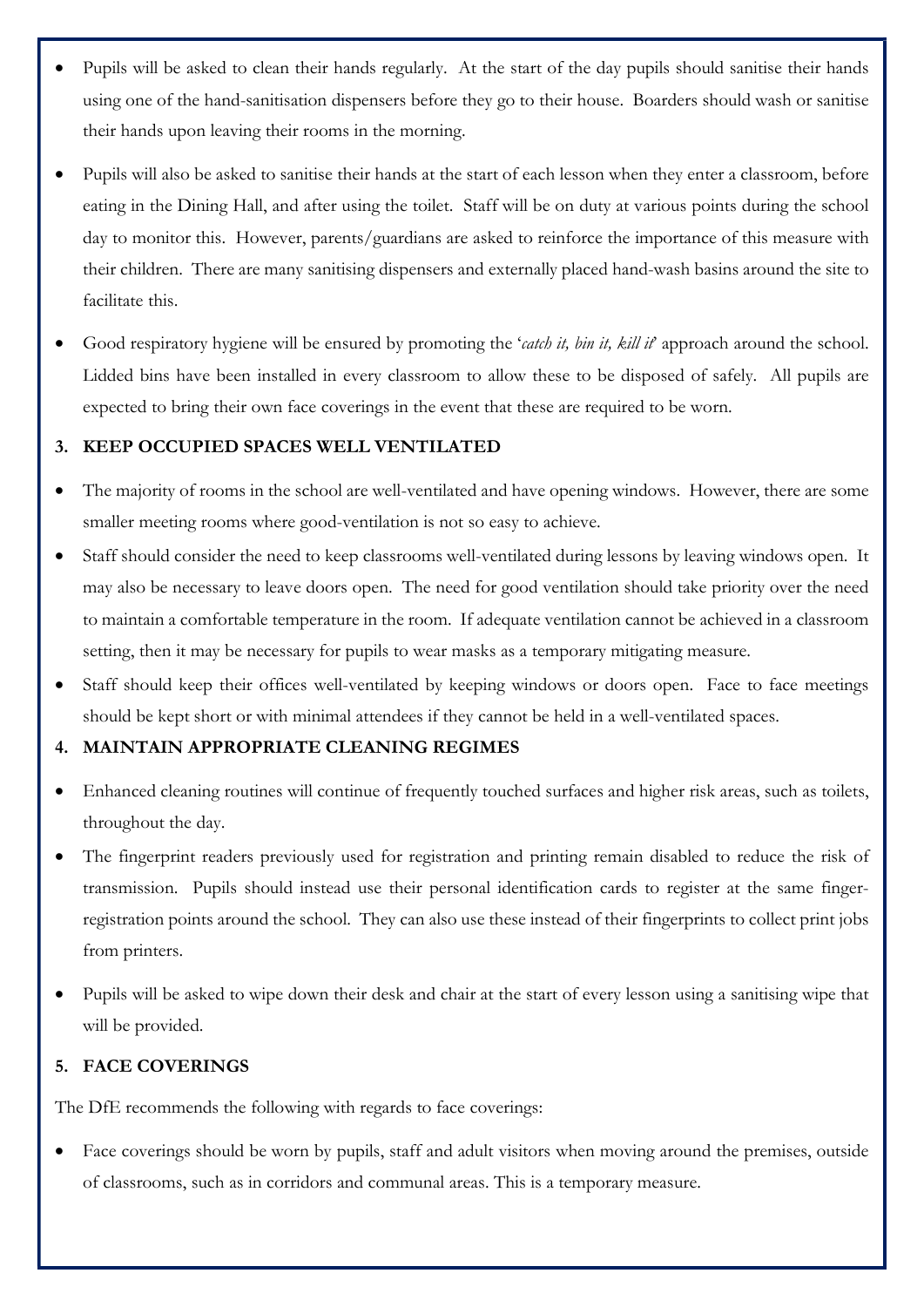- Pupils will be asked to clean their hands regularly. At the start of the day pupils should sanitise their hands using one of the hand-sanitisation dispensers before they go to their house. Boarders should wash or sanitise their hands upon leaving their rooms in the morning.

- Pupils will also be asked to sanitise their hands at the start of each lesson when they enter a classroom, before eating in the Dining Hall, and after using the toilet. Staff will be on duty at various points during the school day to monitor this. However, parents/guardians are asked to reinforce the importance of this measure with their children. There are many sanitising dispensers and externally placed hand-wash basins around the site to facilitate this.

- Good respiratory hygiene will be ensured by promoting the '*catch it, bin it, kill it*' approach around the school. Lidded bins have been installed in every classroom to allow these to be disposed of safely. All pupils are expected to bring their own face coverings in the event that these are required to be worn.

### 3. KEEP OCCUPIED SPACES WELL VENTILATED

- The majority of rooms in the school are well-ventilated and have opening windows. However, there are some smaller meeting rooms where good-ventilation is not so easy to achieve.
- Staff should consider the need to keep classrooms well-ventilated during lessons by leaving windows open. It may also be necessary to leave doors open. The need for good ventilation should take priority over the need to maintain a comfortable temperature in the room. If adequate ventilation cannot be achieved in a classroom setting, then it may be necessary for pupils to wear masks as a temporary mitigating measure.
- Staff should keep their offices well-ventilated by keeping windows or doors open. Face to face meetings should be kept short or with minimal attendees if they cannot be held in a well-ventilated spaces.

### 4. MAINTAIN APPROPRIATE CLEANING REGIMES

- Enhanced cleaning routines will continue of frequently touched surfaces and higher risk areas, such as toilets, throughout the day.
- The fingerprint readers previously used for registration and printing remain disabled to reduce the risk of transmission. Pupils should instead use their personal identification cards to register at the same finger-registration points around the school. They can also use these instead of their fingerprints to collect print jobs from printers.

- Pupils will be asked to wipe down their desk and chair at the start of every lesson using a sanitising wipe that will be provided.

### 5. FACE COVERINGS

The DfE recommends the following with regards to face coverings:

- Face coverings should be worn by pupils, staff and adult visitors when moving around the premises, outside of classrooms, such as in corridors and communal areas. This is a temporary measure.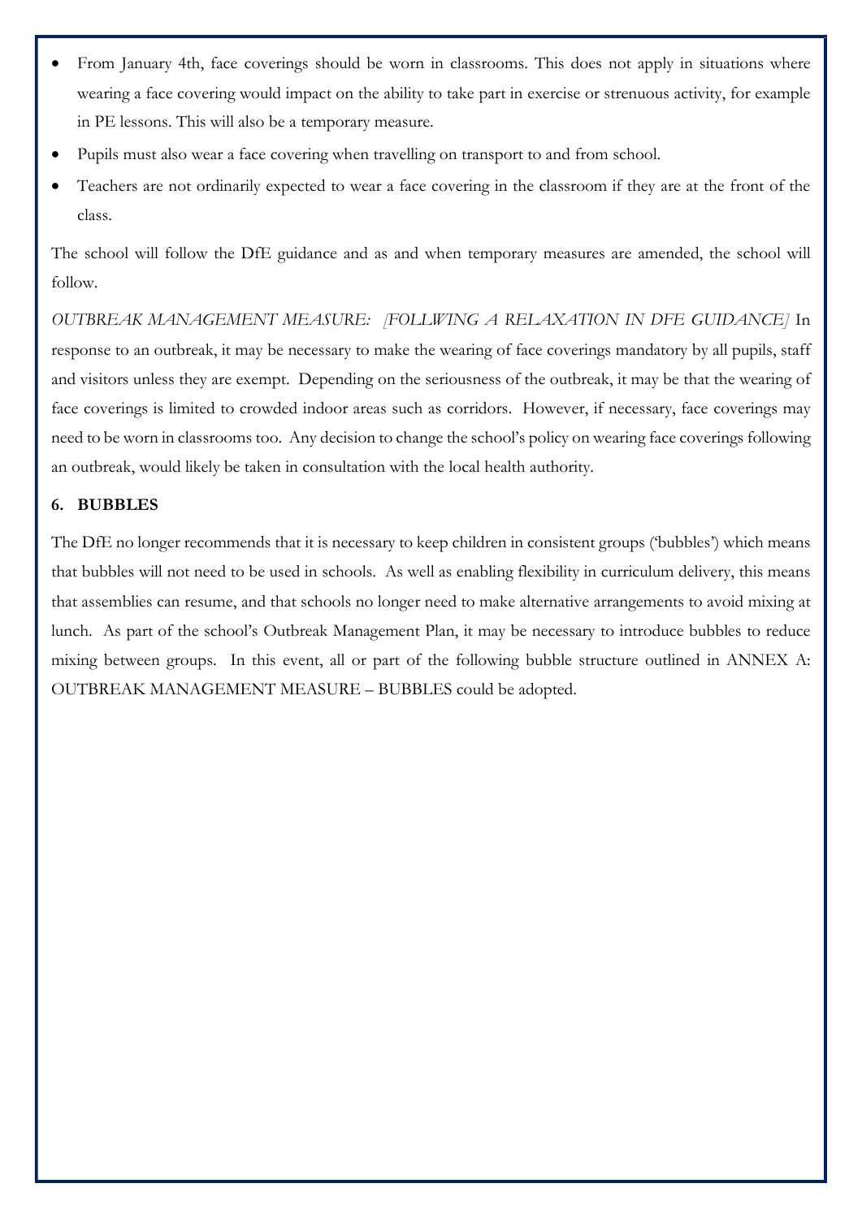- From January 4th, face coverings should be worn in classrooms. This does not apply in situations where wearing a face covering would impact on the ability to take part in exercise or strenuous activity, for example in PE lessons. This will also be a temporary measure.
- Pupils must also wear a face covering when travelling on transport to and from school.
- Teachers are not ordinarily expected to wear a face covering in the classroom if they are at the front of the class.

The school will follow the DfE guidance and as and when temporary measures are amended, the school will follow.

*OUTBREAK MANAGEMENT MEASURE: [FOLLWING A RELAXATION IN DFE GUIDANCE]* In response to an outbreak, it may be necessary to make the wearing of face coverings mandatory by all pupils, staff and visitors unless they are exempt. Depending on the seriousness of the outbreak, it may be that the wearing of face coverings is limited to crowded indoor areas such as corridors. However, if necessary, face coverings may need to be worn in classrooms too. Any decision to change the school's policy on wearing face coverings following an outbreak, would likely be taken in consultation with the local health authority.

## 6. BUBBLES

The DfE no longer recommends that it is necessary to keep children in consistent groups ('bubbles') which means that bubbles will not need to be used in schools. As well as enabling flexibility in curriculum delivery, this means that assemblies can resume, and that schools no longer need to make alternative arrangements to avoid mixing at lunch. As part of the school's Outbreak Management Plan, it may be necessary to introduce bubbles to reduce mixing between groups. In this event, all or part of the following bubble structure outlined in ANNEX A: OUTBREAK MANAGEMENT MEASURE – BUBBLES could be adopted.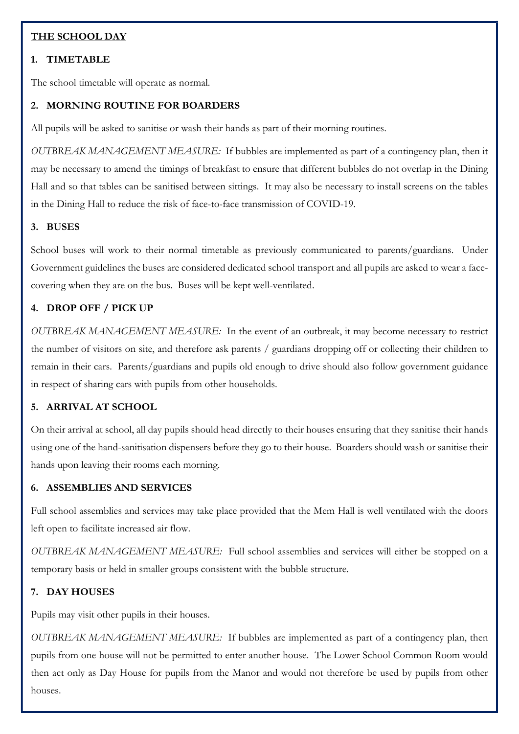## THE SCHOOL DAY

### 1. TIMETABLE

The school timetable will operate as normal.

### 2. MORNING ROUTINE FOR BOARDERS

All pupils will be asked to sanitise or wash their hands as part of their morning routines.

*OUTBREAK MANAGEMENT MEASURE:* If bubbles are implemented as part of a contingency plan, then it may be necessary to amend the timings of breakfast to ensure that different bubbles do not overlap in the Dining Hall and so that tables can be sanitised between sittings. It may also be necessary to install screens on the tables in the Dining Hall to reduce the risk of face-to-face transmission of COVID-19.

### 3. BUSES

School buses will work to their normal timetable as previously communicated to parents/guardians. Under Government guidelines the buses are considered dedicated school transport and all pupils are asked to wear a face-covering when they are on the bus. Buses will be kept well-ventilated.

### 4. DROP OFF / PICK UP

*OUTBREAK MANAGEMENT MEASURE:* In the event of an outbreak, it may become necessary to restrict the number of visitors on site, and therefore ask parents / guardians dropping off or collecting their children to remain in their cars. Parents/guardians and pupils old enough to drive should also follow government guidance in respect of sharing cars with pupils from other households.

### 5. ARRIVAL AT SCHOOL

On their arrival at school, all day pupils should head directly to their houses ensuring that they sanitise their hands using one of the hand-sanitisation dispensers before they go to their house. Boarders should wash or sanitise their hands upon leaving their rooms each morning.

### 6. ASSEMBLIES AND SERVICES

Full school assemblies and services may take place provided that the Mem Hall is well ventilated with the doors left open to facilitate increased air flow.

*OUTBREAK MANAGEMENT MEASURE:* Full school assemblies and services will either be stopped on a temporary basis or held in smaller groups consistent with the bubble structure.

### 7. DAY HOUSES

Pupils may visit other pupils in their houses.

*OUTBREAK MANAGEMENT MEASURE:* If bubbles are implemented as part of a contingency plan, then pupils from one house will not be permitted to enter another house. The Lower School Common Room would then act only as Day House for pupils from the Manor and would not therefore be used by pupils from other houses.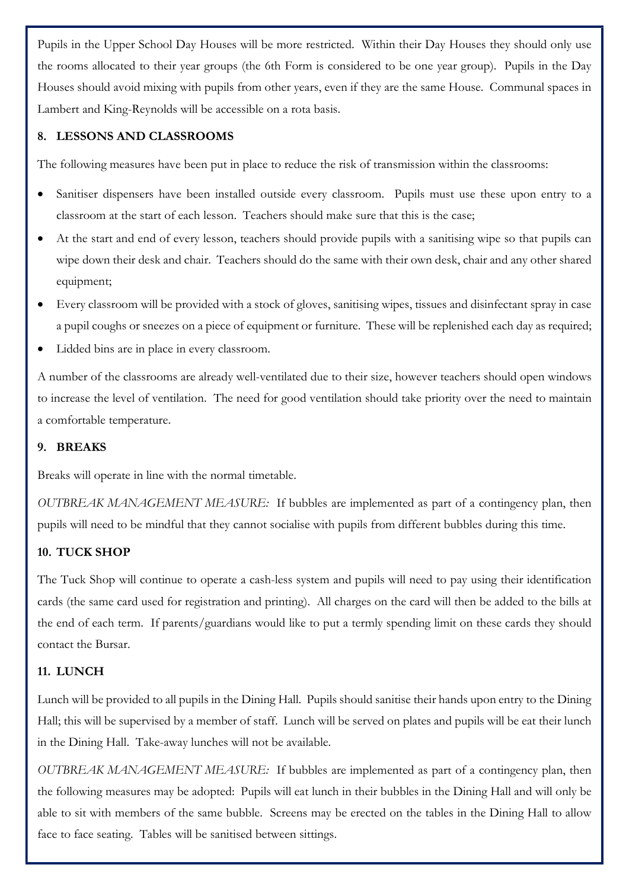Pupils in the Upper School Day Houses will be more restricted. Within their Day Houses they should only use the rooms allocated to their year groups (the 6th Form is considered to be one year group). Pupils in the Day Houses should avoid mixing with pupils from other years, even if they are the same House. Communal spaces in Lambert and King-Reynolds will be accessible on a rota basis.

## 8. LESSONS AND CLASSROOMS

The following measures have been put in place to reduce the risk of transmission within the classrooms:

- Sanitiser dispensers have been installed outside every classroom. Pupils must use these upon entry to a classroom at the start of each lesson. Teachers should make sure that this is the case;
- At the start and end of every lesson, teachers should provide pupils with a sanitising wipe so that pupils can wipe down their desk and chair. Teachers should do the same with their own desk, chair and any other shared equipment;
- Every classroom will be provided with a stock of gloves, sanitising wipes, tissues and disinfectant spray in case a pupil coughs or sneezes on a piece of equipment or furniture. These will be replenished each day as required;
- Lidded bins are in place in every classroom.

A number of the classrooms are already well-ventilated due to their size, however teachers should open windows to increase the level of ventilation. The need for good ventilation should take priority over the need to maintain a comfortable temperature.

## 9. BREAKS

Breaks will operate in line with the normal timetable.

*OUTBREAK MANAGEMENT MEASURE:* If bubbles are implemented as part of a contingency plan, then pupils will need to be mindful that they cannot socialise with pupils from different bubbles during this time.

## 10. TUCK SHOP

The Tuck Shop will continue to operate a cash-less system and pupils will need to pay using their identification cards (the same card used for registration and printing). All charges on the card will then be added to the bills at the end of each term. If parents/guardians would like to put a termly spending limit on these cards they should contact the Bursar.

## 11. LUNCH

Lunch will be provided to all pupils in the Dining Hall. Pupils should sanitise their hands upon entry to the Dining Hall; this will be supervised by a member of staff. Lunch will be served on plates and pupils will be eat their lunch in the Dining Hall. Take-away lunches will not be available.

*OUTBREAK MANAGEMENT MEASURE:* If bubbles are implemented as part of a contingency plan, then the following measures may be adopted: Pupils will eat lunch in their bubbles in the Dining Hall and will only be able to sit with members of the same bubble. Screens may be erected on the tables in the Dining Hall to allow face to face seating. Tables will be sanitised between sittings.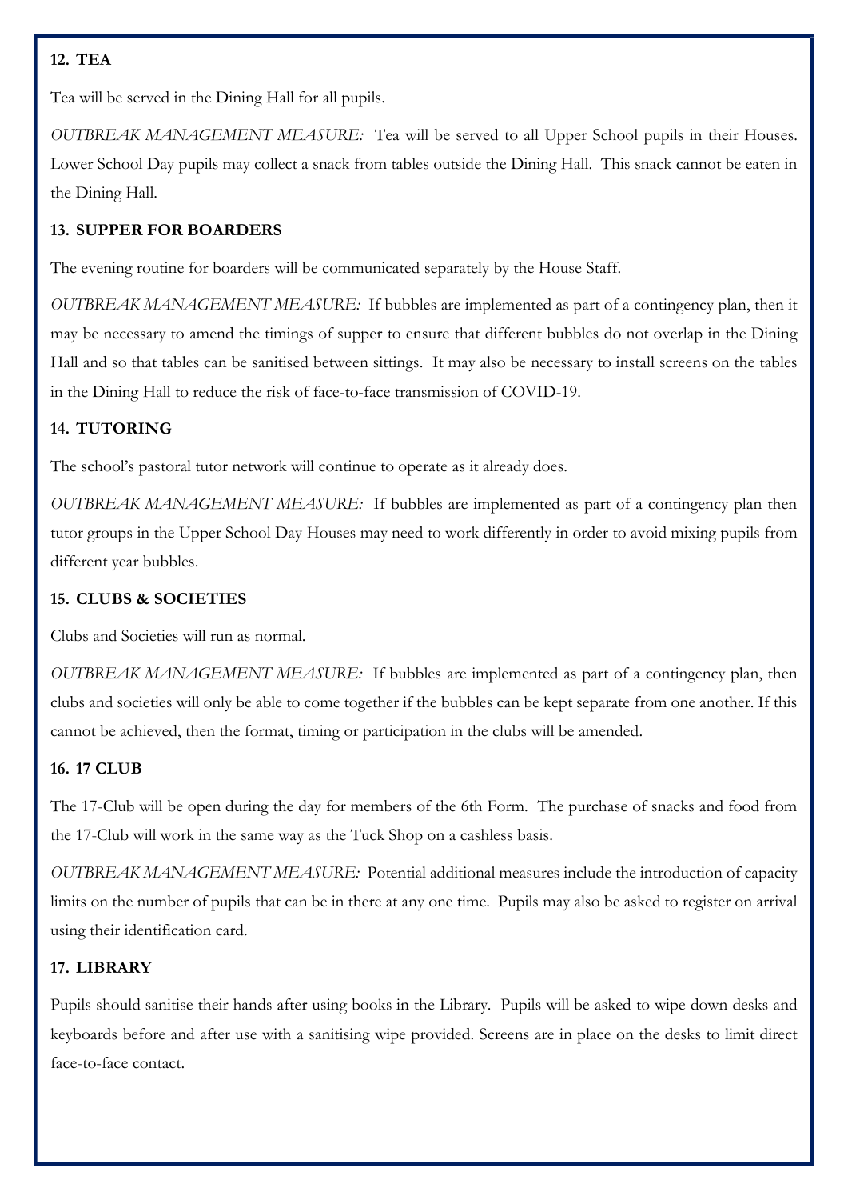## 12. TEA

Tea will be served in the Dining Hall for all pupils.

*OUTBREAK MANAGEMENT MEASURE:* Tea will be served to all Upper School pupils in their Houses. Lower School Day pupils may collect a snack from tables outside the Dining Hall. This snack cannot be eaten in the Dining Hall.

## 13. SUPPER FOR BOARDERS

The evening routine for boarders will be communicated separately by the House Staff.

*OUTBREAK MANAGEMENT MEASURE:* If bubbles are implemented as part of a contingency plan, then it may be necessary to amend the timings of supper to ensure that different bubbles do not overlap in the Dining Hall and so that tables can be sanitised between sittings. It may also be necessary to install screens on the tables in the Dining Hall to reduce the risk of face-to-face transmission of COVID-19.

## 14. TUTORING

The school's pastoral tutor network will continue to operate as it already does.

*OUTBREAK MANAGEMENT MEASURE:* If bubbles are implemented as part of a contingency plan then tutor groups in the Upper School Day Houses may need to work differently in order to avoid mixing pupils from different year bubbles.

## 15. CLUBS & SOCIETIES

Clubs and Societies will run as normal.

*OUTBREAK MANAGEMENT MEASURE:* If bubbles are implemented as part of a contingency plan, then clubs and societies will only be able to come together if the bubbles can be kept separate from one another. If this cannot be achieved, then the format, timing or participation in the clubs will be amended.

## 16. 17 CLUB

The 17-Club will be open during the day for members of the 6th Form. The purchase of snacks and food from the 17-Club will work in the same way as the Tuck Shop on a cashless basis.

*OUTBREAK MANAGEMENT MEASURE:* Potential additional measures include the introduction of capacity limits on the number of pupils that can be in there at any one time. Pupils may also be asked to register on arrival using their identification card.

## 17. LIBRARY

Pupils should sanitise their hands after using books in the Library. Pupils will be asked to wipe down desks and keyboards before and after use with a sanitising wipe provided. Screens are in place on the desks to limit direct face-to-face contact.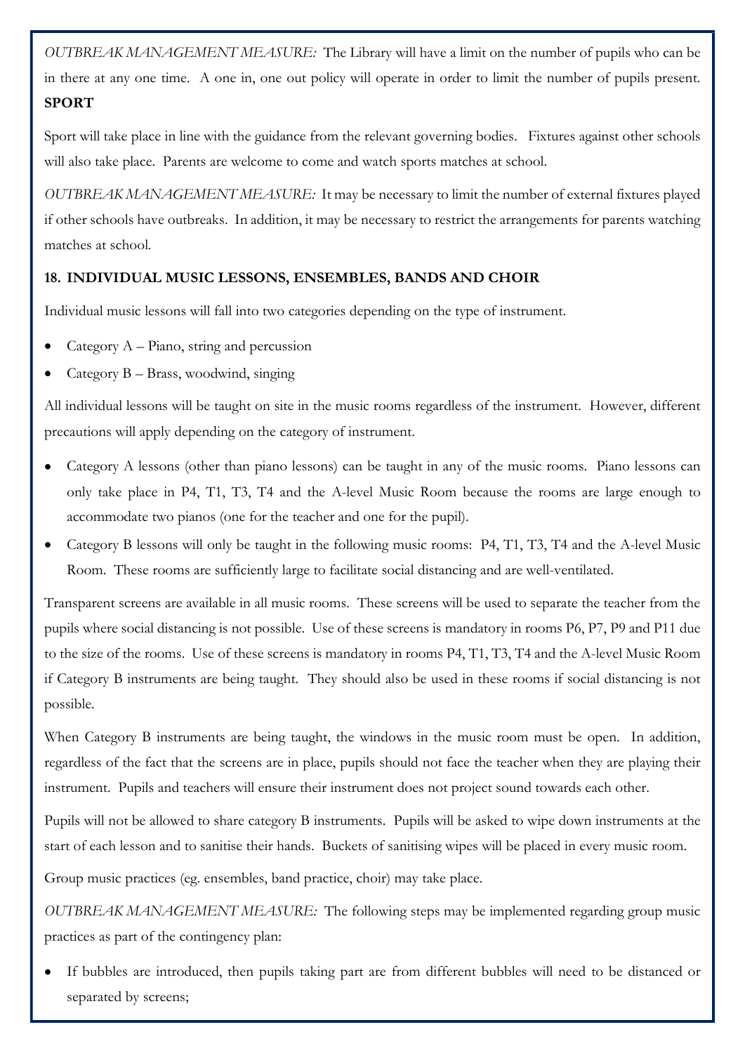*OUTBREAK MANAGEMENT MEASURE:* The Library will have a limit on the number of pupils who can be in there at any one time. A one in, one out policy will operate in order to limit the number of pupils present.

**SPORT**

Sport will take place in line with the guidance from the relevant governing bodies. Fixtures against other schools will also take place. Parents are welcome to come and watch sports matches at school.

*OUTBREAK MANAGEMENT MEASURE:* It may be necessary to limit the number of external fixtures played if other schools have outbreaks. In addition, it may be necessary to restrict the arrangements for parents watching matches at school.

### 18. INDIVIDUAL MUSIC LESSONS, ENSEMBLES, BANDS AND CHOIR

Individual music lessons will fall into two categories depending on the type of instrument.

- Category A – Piano, string and percussion
- Category B – Brass, woodwind, singing

All individual lessons will be taught on site in the music rooms regardless of the instrument. However, different precautions will apply depending on the category of instrument.

- Category A lessons (other than piano lessons) can be taught in any of the music rooms. Piano lessons can only take place in P4, T1, T3, T4 and the A-level Music Room because the rooms are large enough to accommodate two pianos (one for the teacher and one for the pupil).
- Category B lessons will only be taught in the following music rooms: P4, T1, T3, T4 and the A-level Music Room. These rooms are sufficiently large to facilitate social distancing and are well-ventilated.

Transparent screens are available in all music rooms. These screens will be used to separate the teacher from the pupils where social distancing is not possible. Use of these screens is mandatory in rooms P6, P7, P9 and P11 due to the size of the rooms. Use of these screens is mandatory in rooms P4, T1, T3, T4 and the A-level Music Room if Category B instruments are being taught. They should also be used in these rooms if social distancing is not possible.

When Category B instruments are being taught, the windows in the music room must be open. In addition, regardless of the fact that the screens are in place, pupils should not face the teacher when they are playing their instrument. Pupils and teachers will ensure their instrument does not project sound towards each other.

Pupils will not be allowed to share category B instruments. Pupils will be asked to wipe down instruments at the start of each lesson and to sanitise their hands. Buckets of sanitising wipes will be placed in every music room.

Group music practices (eg. ensembles, band practice, choir) may take place.

*OUTBREAK MANAGEMENT MEASURE:* The following steps may be implemented regarding group music practices as part of the contingency plan:

- If bubbles are introduced, then pupils taking part are from different bubbles will need to be distanced or separated by screens;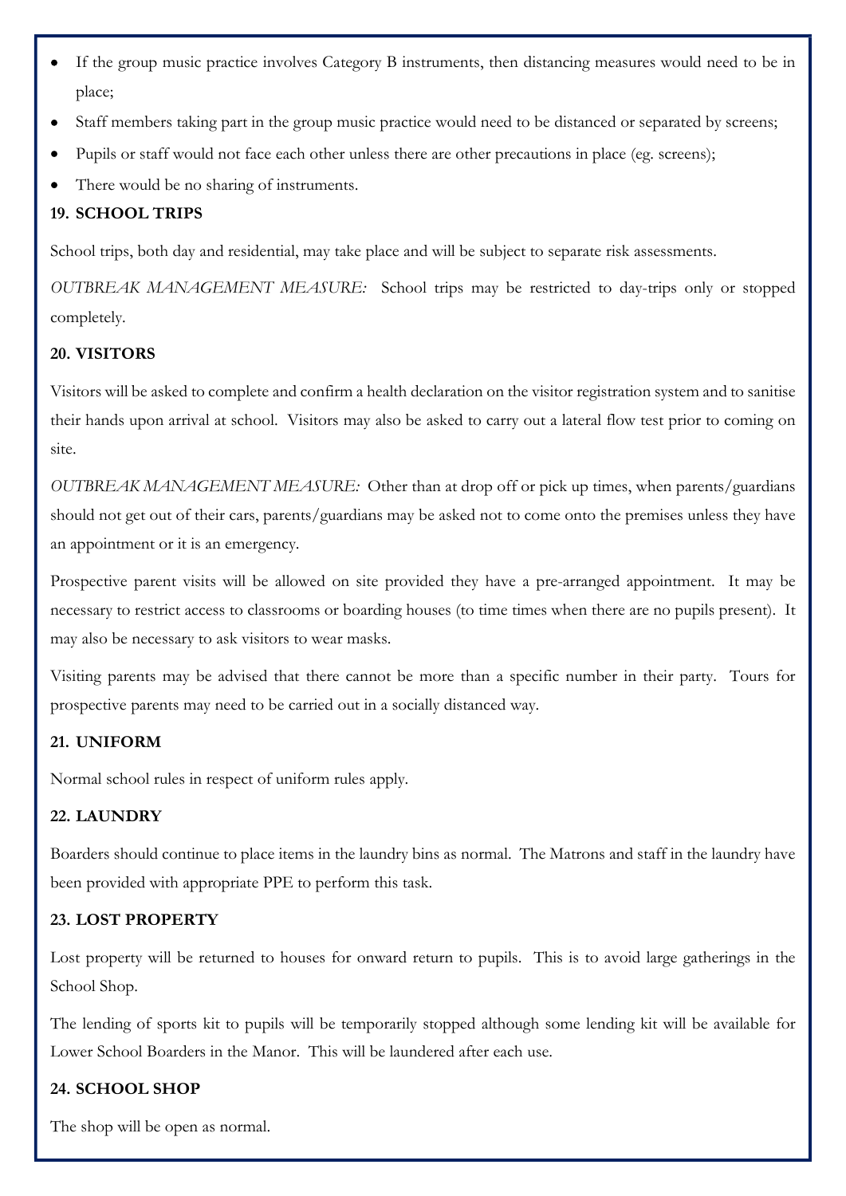- If the group music practice involves Category B instruments, then distancing measures would need to be in place;
- Staff members taking part in the group music practice would need to be distanced or separated by screens;
- Pupils or staff would not face each other unless there are other precautions in place (eg. screens);
- There would be no sharing of instruments.

**19. SCHOOL TRIPS**

School trips, both day and residential, may take place and will be subject to separate risk assessments.

*OUTBREAK MANAGEMENT MEASURE:* School trips may be restricted to day-trips only or stopped completely.

**20. VISITORS**

Visitors will be asked to complete and confirm a health declaration on the visitor registration system and to sanitise their hands upon arrival at school. Visitors may also be asked to carry out a lateral flow test prior to coming on site.

*OUTBREAK MANAGEMENT MEASURE:* Other than at drop off or pick up times, when parents/guardians should not get out of their cars, parents/guardians may be asked not to come onto the premises unless they have an appointment or it is an emergency.

Prospective parent visits will be allowed on site provided they have a pre-arranged appointment. It may be necessary to restrict access to classrooms or boarding houses (to time times when there are no pupils present). It may also be necessary to ask visitors to wear masks.

Visiting parents may be advised that there cannot be more than a specific number in their party. Tours for prospective parents may need to be carried out in a socially distanced way.

**21. UNIFORM**

Normal school rules in respect of uniform rules apply.

**22. LAUNDRY**

Boarders should continue to place items in the laundry bins as normal. The Matrons and staff in the laundry have been provided with appropriate PPE to perform this task.

**23. LOST PROPERTY**

Lost property will be returned to houses for onward return to pupils. This is to avoid large gatherings in the School Shop.

The lending of sports kit to pupils will be temporarily stopped although some lending kit will be available for Lower School Boarders in the Manor. This will be laundered after each use.

**24. SCHOOL SHOP**

The shop will be open as normal.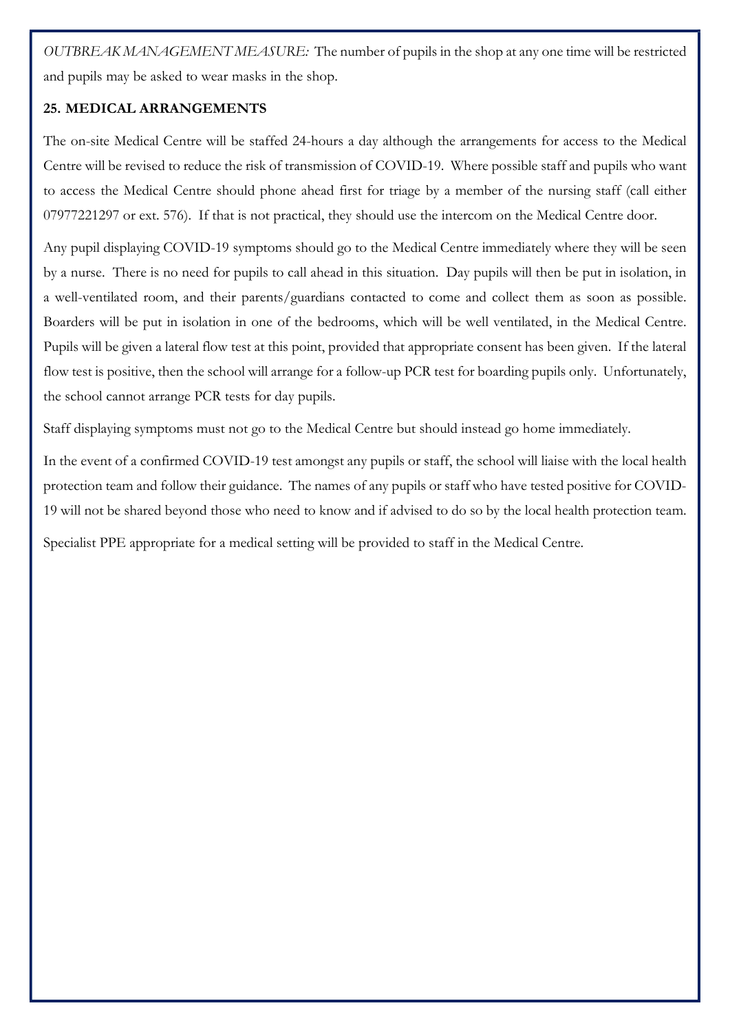*OUTBREAK MANAGEMENT MEASURE:* The number of pupils in the shop at any one time will be restricted and pupils may be asked to wear masks in the shop.

**25. MEDICAL ARRANGEMENTS**

The on-site Medical Centre will be staffed 24-hours a day although the arrangements for access to the Medical Centre will be revised to reduce the risk of transmission of COVID-19. Where possible staff and pupils who want to access the Medical Centre should phone ahead first for triage by a member of the nursing staff (call either 07977221297 or ext. 576). If that is not practical, they should use the intercom on the Medical Centre door.

Any pupil displaying COVID-19 symptoms should go to the Medical Centre immediately where they will be seen by a nurse. There is no need for pupils to call ahead in this situation. Day pupils will then be put in isolation, in a well-ventilated room, and their parents/guardians contacted to come and collect them as soon as possible. Boarders will be put in isolation in one of the bedrooms, which will be well ventilated, in the Medical Centre. Pupils will be given a lateral flow test at this point, provided that appropriate consent has been given. If the lateral flow test is positive, then the school will arrange for a follow-up PCR test for boarding pupils only. Unfortunately, the school cannot arrange PCR tests for day pupils.

Staff displaying symptoms must not go to the Medical Centre but should instead go home immediately.

In the event of a confirmed COVID-19 test amongst any pupils or staff, the school will liaise with the local health protection team and follow their guidance. The names of any pupils or staff who have tested positive for COVID-19 will not be shared beyond those who need to know and if advised to do so by the local health protection team.

Specialist PPE appropriate for a medical setting will be provided to staff in the Medical Centre.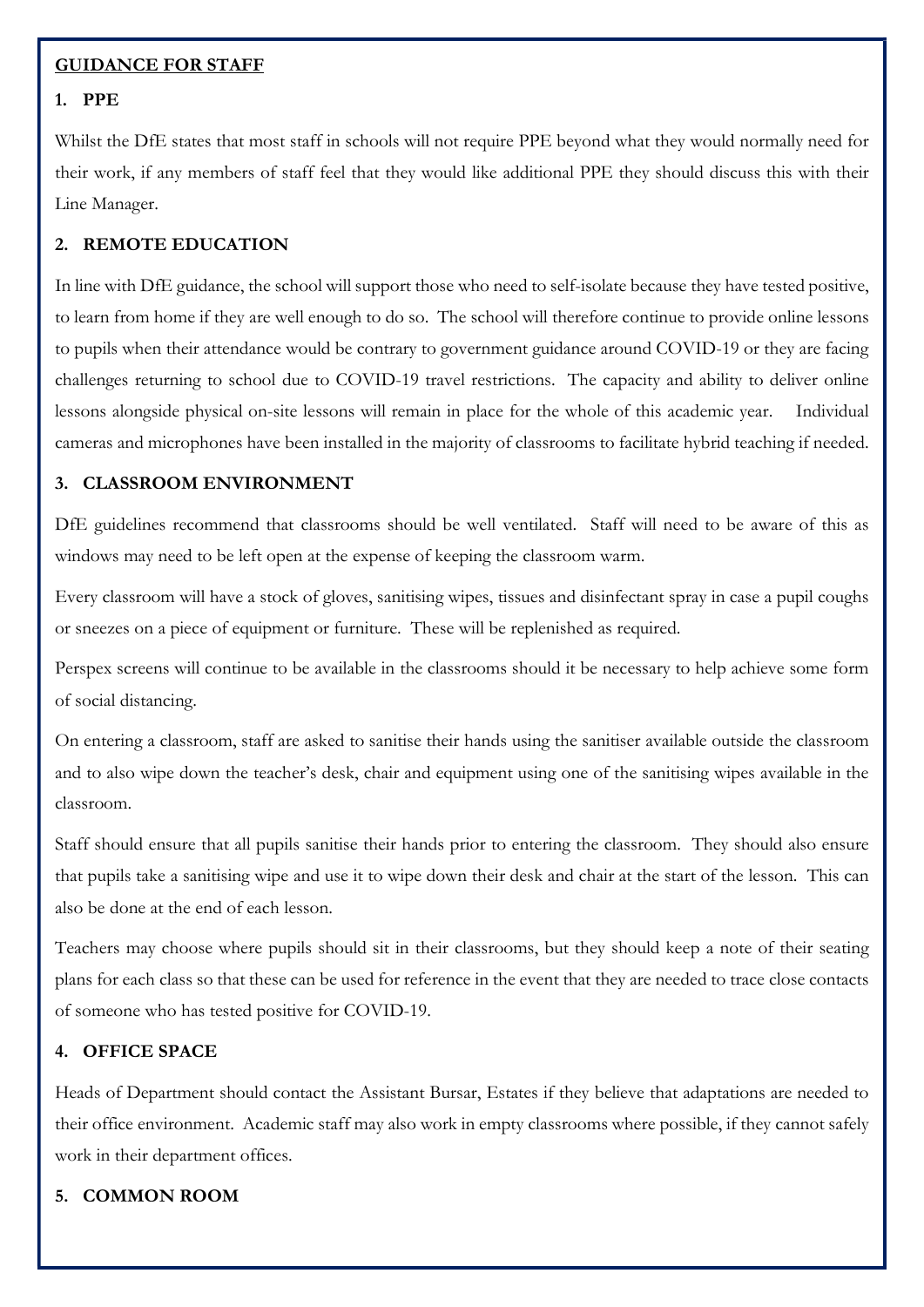## GUIDANCE FOR STAFF

### 1. PPE

Whilst the DfE states that most staff in schools will not require PPE beyond what they would normally need for their work, if any members of staff feel that they would like additional PPE they should discuss this with their Line Manager.

### 2. REMOTE EDUCATION

In line with DfE guidance, the school will support those who need to self-isolate because they have tested positive, to learn from home if they are well enough to do so. The school will therefore continue to provide online lessons to pupils when their attendance would be contrary to government guidance around COVID-19 or they are facing challenges returning to school due to COVID-19 travel restrictions. The capacity and ability to deliver online lessons alongside physical on-site lessons will remain in place for the whole of this academic year. Individual cameras and microphones have been installed in the majority of classrooms to facilitate hybrid teaching if needed.

### 3. CLASSROOM ENVIRONMENT

DfE guidelines recommend that classrooms should be well ventilated. Staff will need to be aware of this as windows may need to be left open at the expense of keeping the classroom warm.

Every classroom will have a stock of gloves, sanitising wipes, tissues and disinfectant spray in case a pupil coughs or sneezes on a piece of equipment or furniture. These will be replenished as required.

Perspex screens will continue to be available in the classrooms should it be necessary to help achieve some form of social distancing.

On entering a classroom, staff are asked to sanitise their hands using the sanitiser available outside the classroom and to also wipe down the teacher's desk, chair and equipment using one of the sanitising wipes available in the classroom.

Staff should ensure that all pupils sanitise their hands prior to entering the classroom. They should also ensure that pupils take a sanitising wipe and use it to wipe down their desk and chair at the start of the lesson. This can also be done at the end of each lesson.

Teachers may choose where pupils should sit in their classrooms, but they should keep a note of their seating plans for each class so that these can be used for reference in the event that they are needed to trace close contacts of someone who has tested positive for COVID-19.

### 4. OFFICE SPACE

Heads of Department should contact the Assistant Bursar, Estates if they believe that adaptations are needed to their office environment. Academic staff may also work in empty classrooms where possible, if they cannot safely work in their department offices.

### 5. COMMON ROOM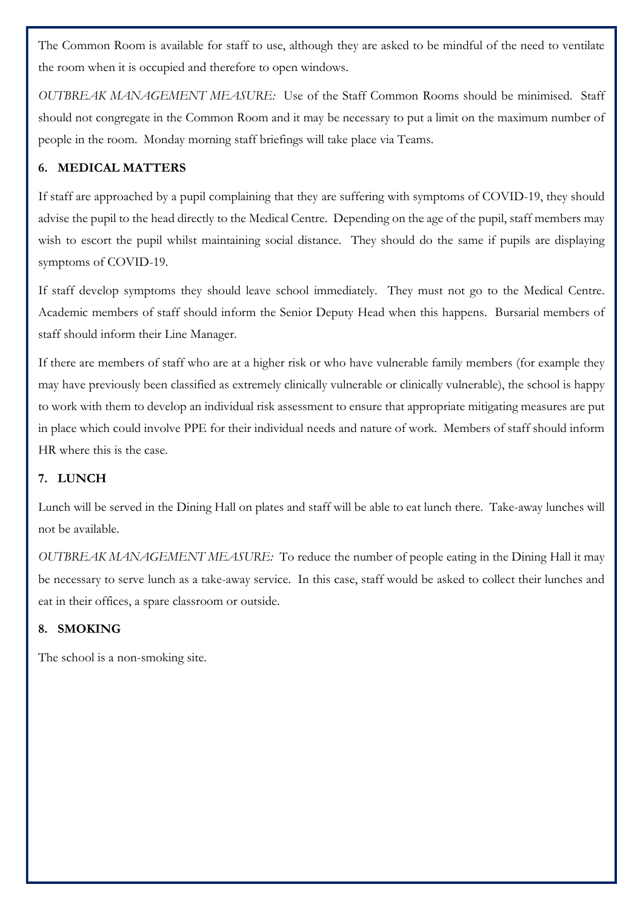The Common Room is available for staff to use, although they are asked to be mindful of the need to ventilate the room when it is occupied and therefore to open windows.

*OUTBREAK MANAGEMENT MEASURE:* Use of the Staff Common Rooms should be minimised. Staff should not congregate in the Common Room and it may be necessary to put a limit on the maximum number of people in the room. Monday morning staff briefings will take place via Teams.

## 6. MEDICAL MATTERS

If staff are approached by a pupil complaining that they are suffering with symptoms of COVID-19, they should advise the pupil to the head directly to the Medical Centre. Depending on the age of the pupil, staff members may wish to escort the pupil whilst maintaining social distance. They should do the same if pupils are displaying symptoms of COVID-19.

If staff develop symptoms they should leave school immediately. They must not go to the Medical Centre. Academic members of staff should inform the Senior Deputy Head when this happens. Bursarial members of staff should inform their Line Manager.

If there are members of staff who are at a higher risk or who have vulnerable family members (for example they may have previously been classified as extremely clinically vulnerable or clinically vulnerable), the school is happy to work with them to develop an individual risk assessment to ensure that appropriate mitigating measures are put in place which could involve PPE for their individual needs and nature of work. Members of staff should inform HR where this is the case.

## 7. LUNCH

Lunch will be served in the Dining Hall on plates and staff will be able to eat lunch there. Take-away lunches will not be available.

*OUTBREAK MANAGEMENT MEASURE:* To reduce the number of people eating in the Dining Hall it may be necessary to serve lunch as a take-away service. In this case, staff would be asked to collect their lunches and eat in their offices, a spare classroom or outside.

## 8. SMOKING

The school is a non-smoking site.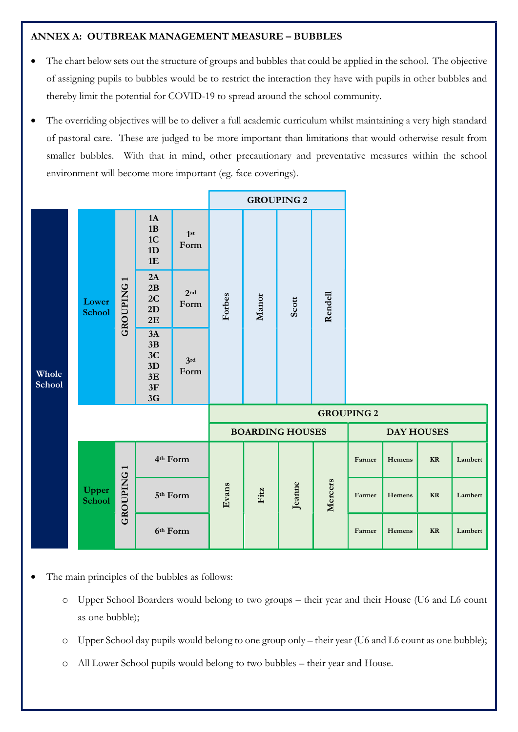**ANNEX A: OUTBREAK MANAGEMENT MEASURE – BUBBLES**

- The chart below sets out the structure of groups and bubbles that could be applied in the school. The objective of assigning pupils to bubbles would be to restrict the interaction they have with pupils in other bubbles and thereby limit the potential for COVID-19 to spread around the school community.
- The overriding objectives will be to deliver a full academic curriculum whilst maintaining a very high standard of pastoral care. These are judged to be more important than limitations that would otherwise result from smaller bubbles. With that in mind, other precautionary and preventative measures within the school environment will become more important (eg. face coverings).

| | | | | | GROUPING 2 | | | |
|---|---|---|---|---|---|---|---|---|
| Whole School | Lower School | GROUPING 1 | 1A 1B 1C 1D 1E | 1st Form | Forbes | Manor | Scott | Rendell |
| | | | 2A 2B 2C 2D 2E | 2nd Form | | | | |
| | | | 3A 3B 3C 3D 3E 3F 3G | 3rd Form | | | | |

| | | | | GROUPING 2 | | | | | | | |
|---|---|---|---|---|---|---|---|---|---|---|---|
| | | | | BOARDING HOUSES | | | | DAY HOUSES | | | |
| Whole School | Upper School | GROUPING 1 | 4th Form | Evans | Fitz | Jeanne | Mercers | Farmer | Hemens | KR | Lambert |
| | | | 5th Form | | | | | Farmer | Hemens | KR | Lambert |
| | | | 6th Form | | | | | Farmer | Hemens | KR | Lambert |

- The main principles of the bubbles as follows:
    - Upper School Boarders would belong to two groups – their year and their House (U6 and L6 count as one bubble);
    - Upper School day pupils would belong to one group only – their year (U6 and L6 count as one bubble);
    - All Lower School pupils would belong to two bubbles – their year and House.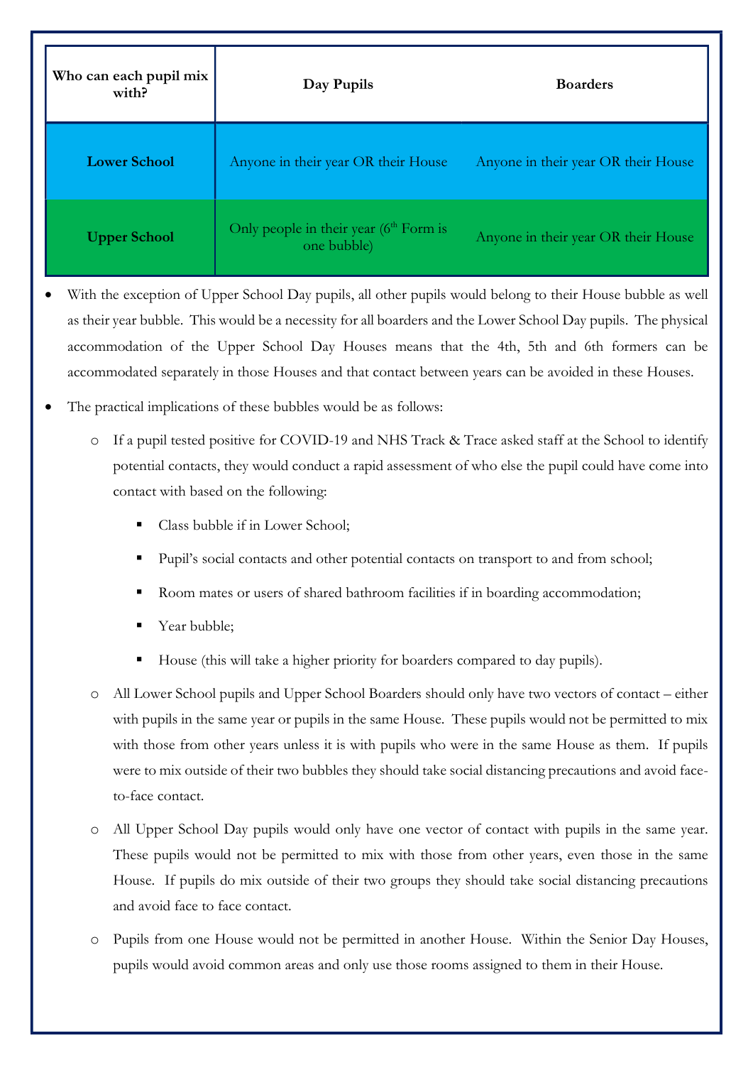| Who can each pupil mix with? | Day Pupils | Boarders |
|---|---|---|
| **Lower School** | Anyone in their year OR their House | Anyone in their year OR their House |
| **Upper School** | Only people in their year (6th Form is one bubble) | Anyone in their year OR their House |

- With the exception of Upper School Day pupils, all other pupils would belong to their House bubble as well as their year bubble. This would be a necessity for all boarders and the Lower School Day pupils. The physical accommodation of the Upper School Day Houses means that the 4th, 5th and 6th formers can be accommodated separately in those Houses and that contact between years can be avoided in these Houses.
- The practical implications of these bubbles would be as follows:
  - If a pupil tested positive for COVID-19 and NHS Track & Trace asked staff at the School to identify potential contacts, they would conduct a rapid assessment of who else the pupil could have come into contact with based on the following:
    - Class bubble if in Lower School;
    - Pupil's social contacts and other potential contacts on transport to and from school;
    - Room mates or users of shared bathroom facilities if in boarding accommodation;
    - Year bubble;
    - House (this will take a higher priority for boarders compared to day pupils).
  - All Lower School pupils and Upper School Boarders should only have two vectors of contact – either with pupils in the same year or pupils in the same House. These pupils would not be permitted to mix with those from other years unless it is with pupils who were in the same House as them. If pupils were to mix outside of their two bubbles they should take social distancing precautions and avoid face-to-face contact.
  - All Upper School Day pupils would only have one vector of contact with pupils in the same year. These pupils would not be permitted to mix with those from other years, even those in the same House. If pupils do mix outside of their two groups they should take social distancing precautions and avoid face to face contact.
  - Pupils from one House would not be permitted in another House. Within the Senior Day Houses, pupils would avoid common areas and only use those rooms assigned to them in their House.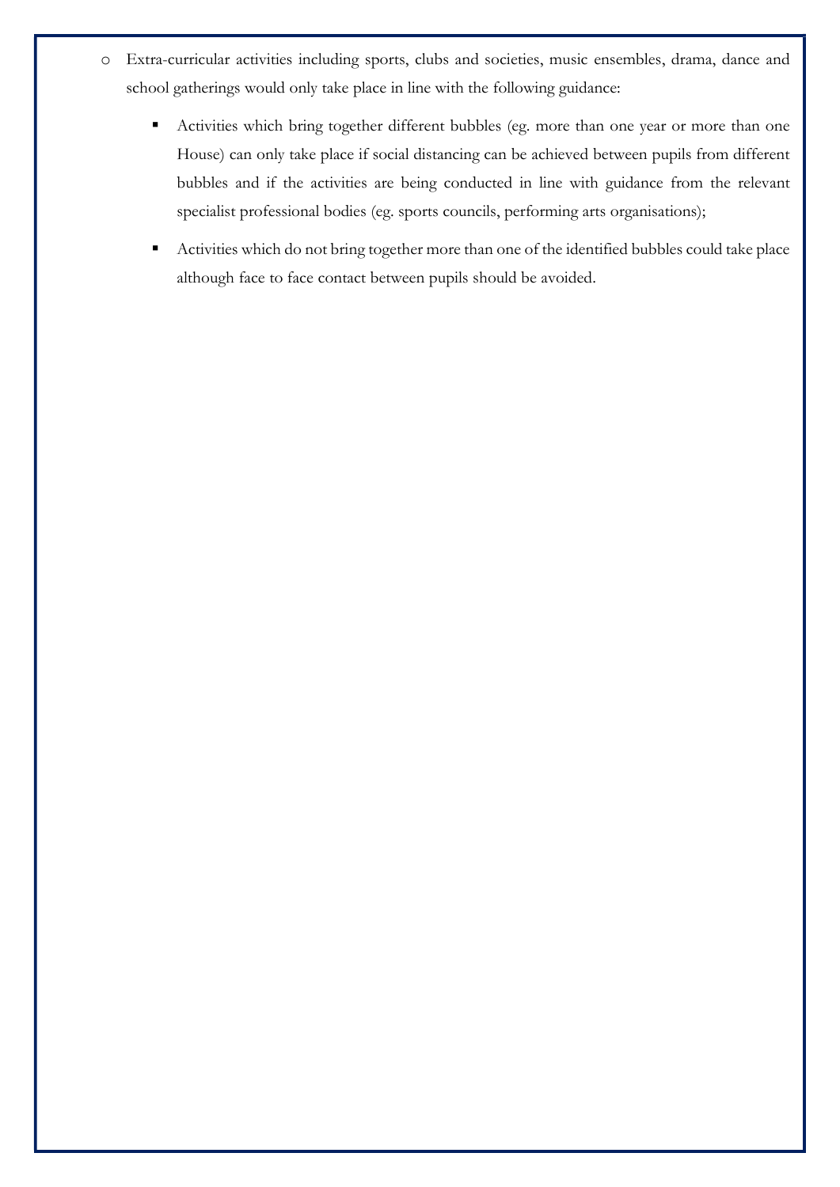- Extra-curricular activities including sports, clubs and societies, music ensembles, drama, dance and school gatherings would only take place in line with the following guidance:
  - Activities which bring together different bubbles (eg. more than one year or more than one House) can only take place if social distancing can be achieved between pupils from different bubbles and if the activities are being conducted in line with guidance from the relevant specialist professional bodies (eg. sports councils, performing arts organisations);
  - Activities which do not bring together more than one of the identified bubbles could take place although face to face contact between pupils should be avoided.